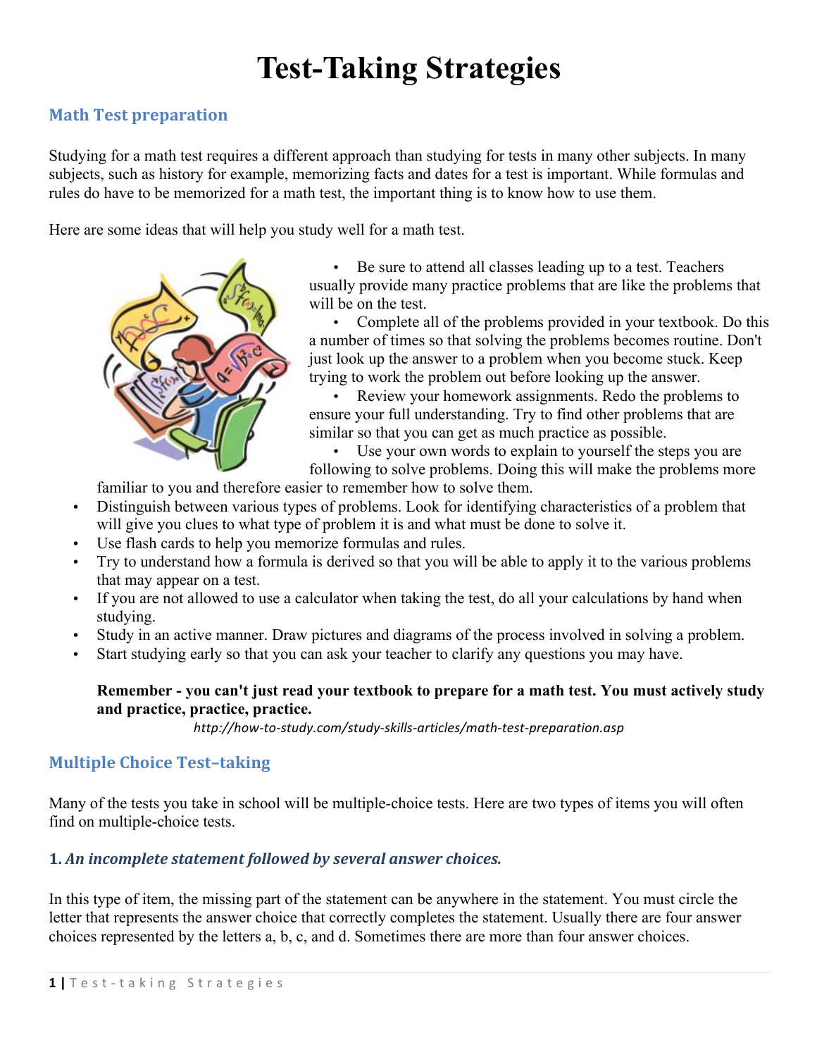# Test-Taking Strategies

## Math Test preparation

Studying for a math test requires a different approach than studying for tests in many other subjects. In many subjects, such as history for example, memorizing facts and dates for a test is important. While formulas and rules do have to be memorized for a math test, the important thing is to know how to use them.

Here are some ideas that will help you study well for a math test.

- Be sure to attend all classes leading up to a test. Teachers usually provide many practice problems that are like the problems that will be on the test.
- Complete all of the problems provided in your textbook. Do this a number of times so that solving the problems becomes routine. Don't just look up the answer to a problem when you become stuck. Keep trying to work the problem out before looking up the answer.
- Review your homework assignments. Redo the problems to ensure your full understanding. Try to find other problems that are similar so that you can get as much practice as possible.
- Use your own words to explain to yourself the steps you are following to solve problems. Doing this will make the problems more familiar to you and therefore easier to remember how to solve them.
- Distinguish between various types of problems. Look for identifying characteristics of a problem that will give you clues to what type of problem it is and what must be done to solve it.
- Use flash cards to help you memorize formulas and rules.
- Try to understand how a formula is derived so that you will be able to apply it to the various problems that may appear on a test.
- If you are not allowed to use a calculator when taking the test, do all your calculations by hand when studying.
- Study in an active manner. Draw pictures and diagrams of the process involved in solving a problem.
- Start studying early so that you can ask your teacher to clarify any questions you may have.

**Remember - you can't just read your textbook to prepare for a math test. You must actively study and practice, practice, practice.**

*http://how-to-study.com/study-skills-articles/math-test-preparation.asp*

## Multiple Choice Test–taking

Many of the tests you take in school will be multiple-choice tests. Here are two types of items you will often find on multiple-choice tests.

### 1. *An incomplete statement followed by several answer choices.*

In this type of item, the missing part of the statement can be anywhere in the statement. You must circle the letter that represents the answer choice that correctly completes the statement. Usually there are four answer choices represented by the letters a, b, c, and d. Sometimes there are more than four answer choices.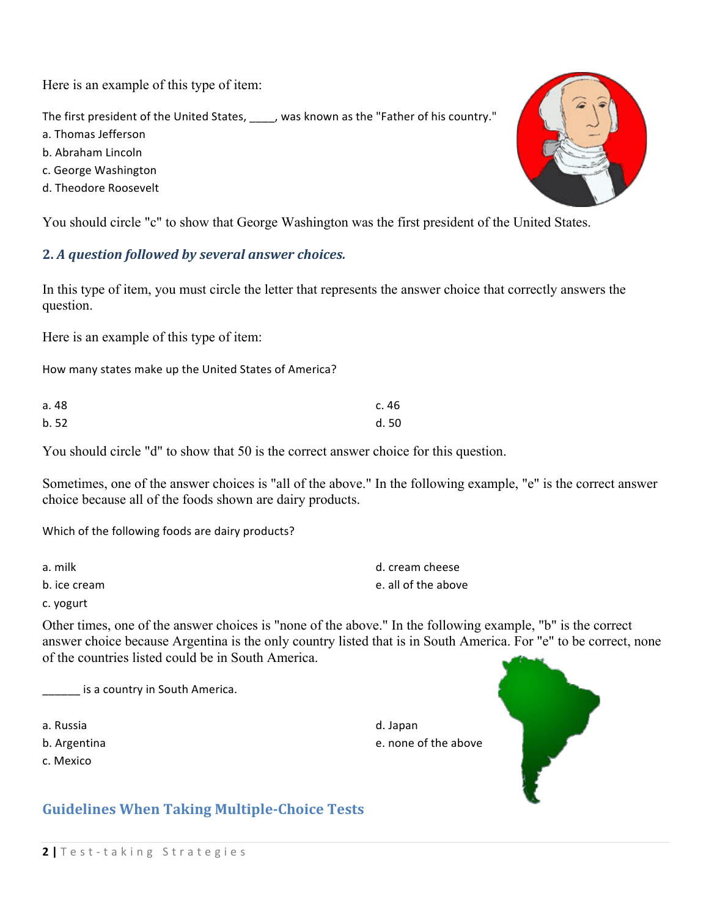Here is an example of this type of item:

The first president of the United States, ____, was known as the "Father of his country."

a. Thomas Jefferson
b. Abraham Lincoln
c. George Washington
d. Theodore Roosevelt

You should circle "c" to show that George Washington was the first president of the United States.

### 2. *A question followed by several answer choices.*

In this type of item, you must circle the letter that represents the answer choice that correctly answers the question.

Here is an example of this type of item:

How many states make up the United States of America?

a. 48
b. 52
c. 46
d. 50

You should circle "d" to show that 50 is the correct answer choice for this question.

Sometimes, one of the answer choices is "all of the above." In the following example, "e" is the correct answer choice because all of the foods shown are dairy products.

Which of the following foods are dairy products?

a. milk
b. ice cream
c. yogurt
d. cream cheese
e. all of the above

Other times, one of the answer choices is "none of the above." In the following example, "b" is the correct answer choice because Argentina is the only country listed that is in South America. For "e" to be correct, none of the countries listed could be in South America.

______ is a country in South America.

a. Russia
b. Argentina
c. Mexico
d. Japan
e. none of the above

## Guidelines When Taking Multiple-Choice Tests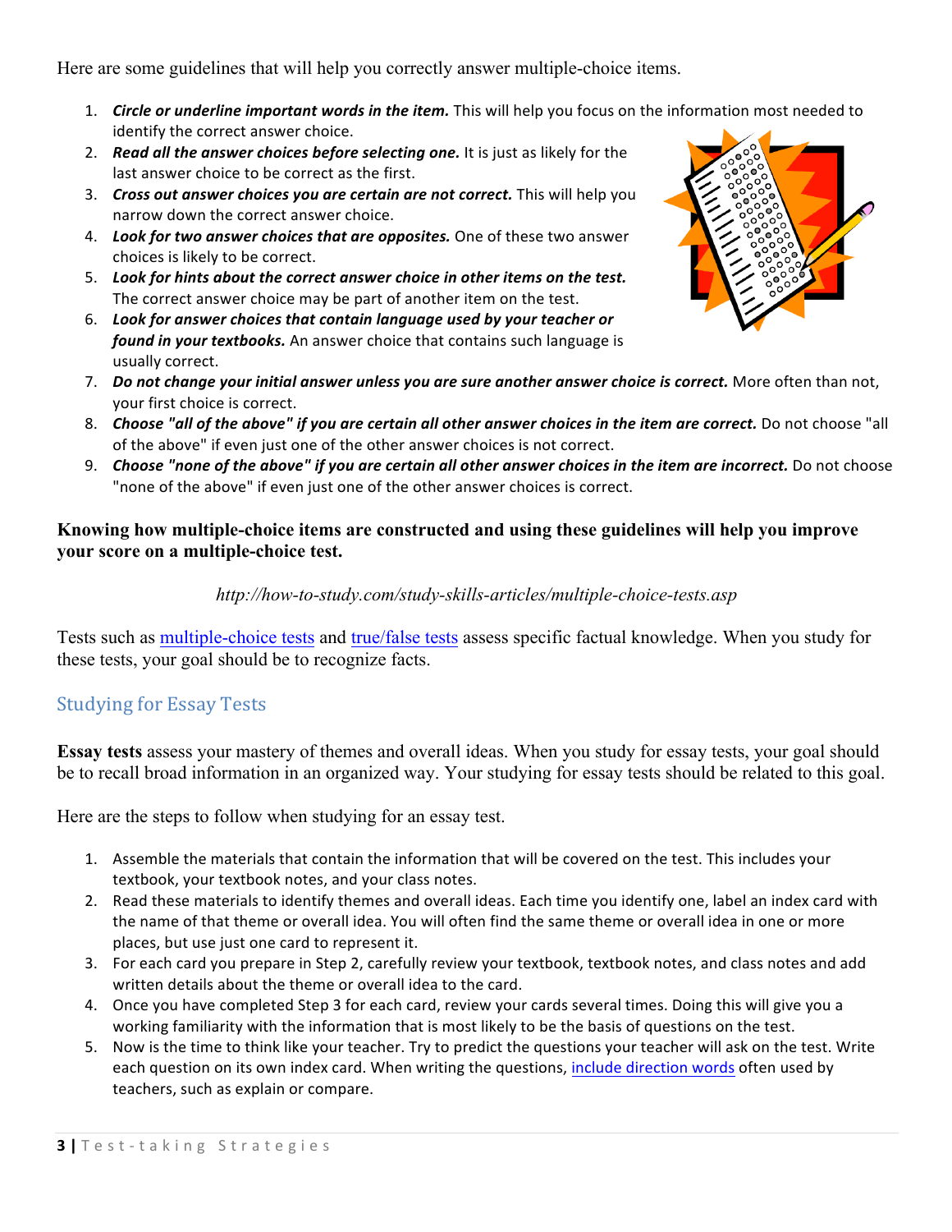Here are some guidelines that will help you correctly answer multiple-choice items.

1. ***Circle or underline important words in the item.*** This will help you focus on the information most needed to identify the correct answer choice.
2. ***Read all the answer choices before selecting one.*** It is just as likely for the last answer choice to be correct as the first.
3. ***Cross out answer choices you are certain are not correct.*** This will help you narrow down the correct answer choice.
4. ***Look for two answer choices that are opposites.*** One of these two answer choices is likely to be correct.
5. ***Look for hints about the correct answer choice in other items on the test.*** The correct answer choice may be part of another item on the test.
6. ***Look for answer choices that contain language used by your teacher or found in your textbooks.*** An answer choice that contains such language is usually correct.
7. ***Do not change your initial answer unless you are sure another answer choice is correct.*** More often than not, your first choice is correct.
8. ***Choose "all of the above" if you are certain all other answer choices in the item are correct.*** Do not choose "all of the above" if even just one of the other answer choices is not correct.
9. ***Choose "none of the above" if you are certain all other answer choices in the item are incorrect.*** Do not choose "none of the above" if even just one of the other answer choices is correct.

**Knowing how multiple-choice items are constructed and using these guidelines will help you improve your score on a multiple-choice test.**

*http://how-to-study.com/study-skills-articles/multiple-choice-tests.asp*

Tests such as multiple-choice tests and true/false tests assess specific factual knowledge. When you study for these tests, your goal should be to recognize facts.

## Studying for Essay Tests

**Essay tests** assess your mastery of themes and overall ideas. When you study for essay tests, your goal should be to recall broad information in an organized way. Your studying for essay tests should be related to this goal.

Here are the steps to follow when studying for an essay test.

1. Assemble the materials that contain the information that will be covered on the test. This includes your textbook, your textbook notes, and your class notes.
2. Read these materials to identify themes and overall ideas. Each time you identify one, label an index card with the name of that theme or overall idea. You will often find the same theme or overall idea in one or more places, but use just one card to represent it.
3. For each card you prepare in Step 2, carefully review your textbook, textbook notes, and class notes and add written details about the theme or overall idea to the card.
4. Once you have completed Step 3 for each card, review your cards several times. Doing this will give you a working familiarity with the information that is most likely to be the basis of questions on the test.
5. Now is the time to think like your teacher. Try to predict the questions your teacher will ask on the test. Write each question on its own index card. When writing the questions, include direction words often used by teachers, such as explain or compare.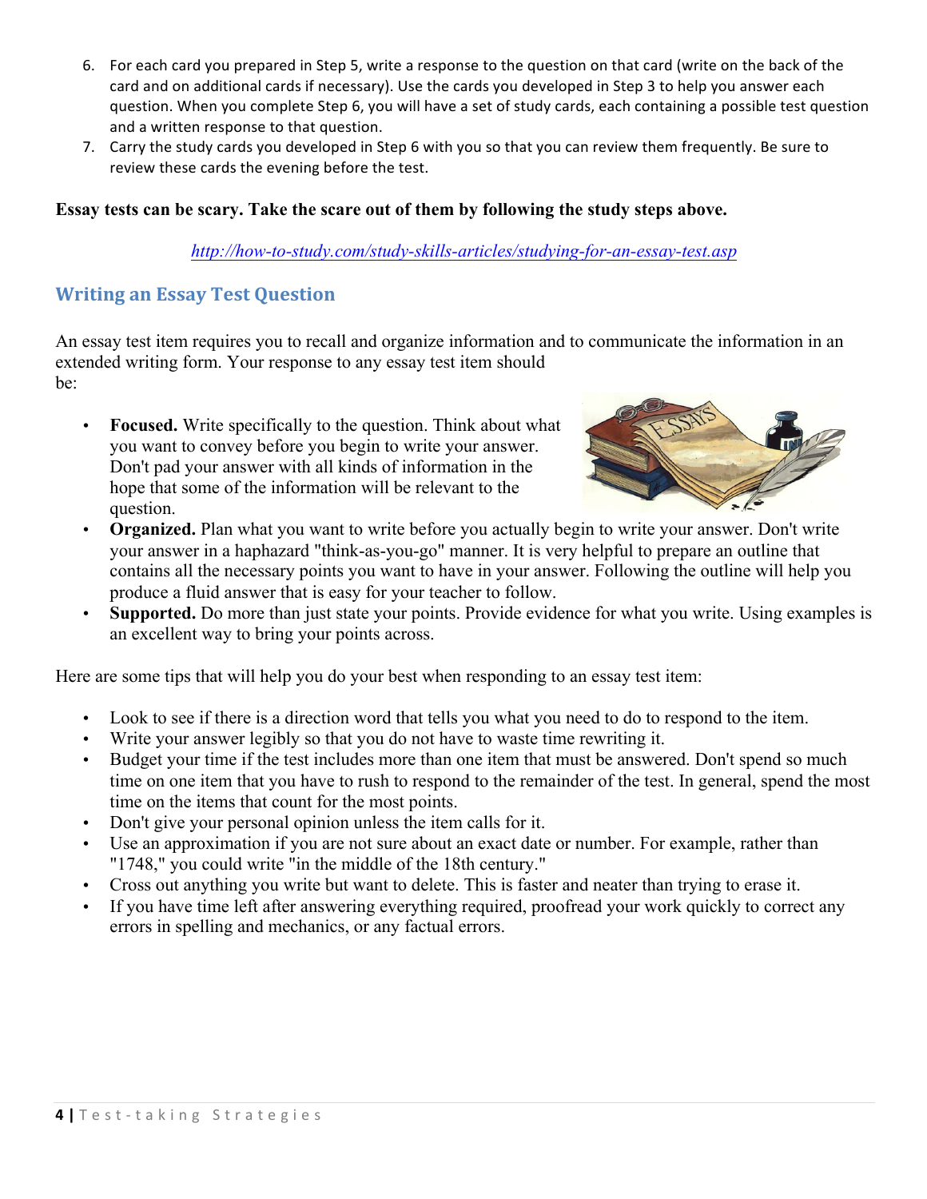6. For each card you prepared in Step 5, write a response to the question on that card (write on the back of the card and on additional cards if necessary). Use the cards you developed in Step 3 to help you answer each question. When you complete Step 6, you will have a set of study cards, each containing a possible test question and a written response to that question.
7. Carry the study cards you developed in Step 6 with you so that you can review them frequently. Be sure to review these cards the evening before the test.

**Essay tests can be scary. Take the scare out of them by following the study steps above.**

*http://how-to-study.com/study-skills-articles/studying-for-an-essay-test.asp*

## Writing an Essay Test Question

An essay test item requires you to recall and organize information and to communicate the information in an extended writing form. Your response to any essay test item should be:

- **Focused.** Write specifically to the question. Think about what you want to convey before you begin to write your answer. Don't pad your answer with all kinds of information in the hope that some of the information will be relevant to the question.
- **Organized.** Plan what you want to write before you actually begin to write your answer. Don't write your answer in a haphazard "think-as-you-go" manner. It is very helpful to prepare an outline that contains all the necessary points you want to have in your answer. Following the outline will help you produce a fluid answer that is easy for your teacher to follow.
- **Supported.** Do more than just state your points. Provide evidence for what you write. Using examples is an excellent way to bring your points across.

Here are some tips that will help you do your best when responding to an essay test item:

- Look to see if there is a direction word that tells you what you need to do to respond to the item.
- Write your answer legibly so that you do not have to waste time rewriting it.
- Budget your time if the test includes more than one item that must be answered. Don't spend so much time on one item that you have to rush to respond to the remainder of the test. In general, spend the most time on the items that count for the most points.
- Don't give your personal opinion unless the item calls for it.
- Use an approximation if you are not sure about an exact date or number. For example, rather than "1748," you could write "in the middle of the 18th century."
- Cross out anything you write but want to delete. This is faster and neater than trying to erase it.
- If you have time left after answering everything required, proofread your work quickly to correct any errors in spelling and mechanics, or any factual errors.